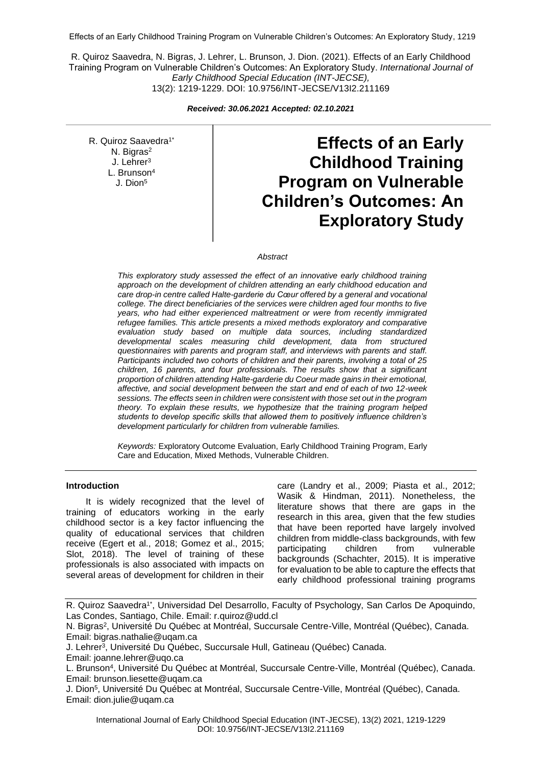R. Quiroz Saavedra, N. Bigras, J. Lehrer, L. Brunson, J. Dion. (2021). Effects of an Early Childhood Training Program on Vulnerable Children's Outcomes: An Exploratory Study. *International Journal of Early Childhood Special Education (INT-JECSE),* 13(2): 1219-1229. DOI: 10.9756/INT-JECSE/V13I2.211169

***Received: 30.06.2021 Accepted: 02.10.2021***

R. Quiroz Saavedra[1*]
N. Bigras[2]
J. Lehrer[3]
L. Brunson[4]
J. Dion[5]

# Effects of an Early Childhood Training Program on Vulnerable Children's Outcomes: An Exploratory Study

*Abstract*

*This exploratory study assessed the effect of an innovative early childhood training approach on the development of children attending an early childhood education and care drop-in centre called Halte-garderie du Cœur offered by a general and vocational college. The direct beneficiaries of the services were children aged four months to five years, who had either experienced maltreatment or were from recently immigrated refugee families. This article presents a mixed methods exploratory and comparative evaluation study based on multiple data sources, including standardized developmental scales measuring child development, data from structured questionnaires with parents and program staff, and interviews with parents and staff. Participants included two cohorts of children and their parents, involving a total of 25 children, 16 parents, and four professionals. The results show that a significant proportion of children attending Halte-garderie du Coeur made gains in their emotional, affective, and social development between the start and end of each of two 12-week sessions. The effects seen in children were consistent with those set out in the program theory. To explain these results, we hypothesize that the training program helped students to develop specific skills that allowed them to positively influence children's development particularly for children from vulnerable families.*

*Keywords:* Exploratory Outcome Evaluation, Early Childhood Training Program, Early Care and Education, Mixed Methods, Vulnerable Children.

## Introduction

It is widely recognized that the level of training of educators working in the early childhood sector is a key factor influencing the quality of educational services that children receive (Egert et al., 2018; Gomez et al., 2015; Slot, 2018). The level of training of these professionals is also associated with impacts on several areas of development for children in their care (Landry et al., 2009; Piasta et al., 2012; Wasik & Hindman, 2011). Nonetheless, the literature shows that there are gaps in the research in this area, given that the few studies that have been reported have largely involved children from middle-class backgrounds, with few participating children from vulnerable backgrounds (Schachter, 2015). It is imperative for evaluation to be able to capture the effects that early childhood professional training programs

R. Quiroz Saavedra[1*], Universidad Del Desarrollo, Faculty of Psychology, San Carlos De Apoquindo, Las Condes, Santiago, Chile. Email: r.quiroz@udd.cl

N. Bigras[2], Université Du Québec at Montréal, Succursale Centre-Ville, Montréal (Québec), Canada. Email: bigras.nathalie@uqam.ca

J. Lehrer[3], Université Du Québec, Succursale Hull, Gatineau (Québec) Canada. Email: joanne.lehrer@uqo.ca

L. Brunson[4], Université Du Québec at Montréal, Succursale Centre-Ville, Montréal (Québec), Canada. Email: brunson.liesette@uqam.ca

J. Dion[5], Université Du Québec at Montréal, Succursale Centre-Ville, Montréal (Québec), Canada. Email: dion.julie@uqam.ca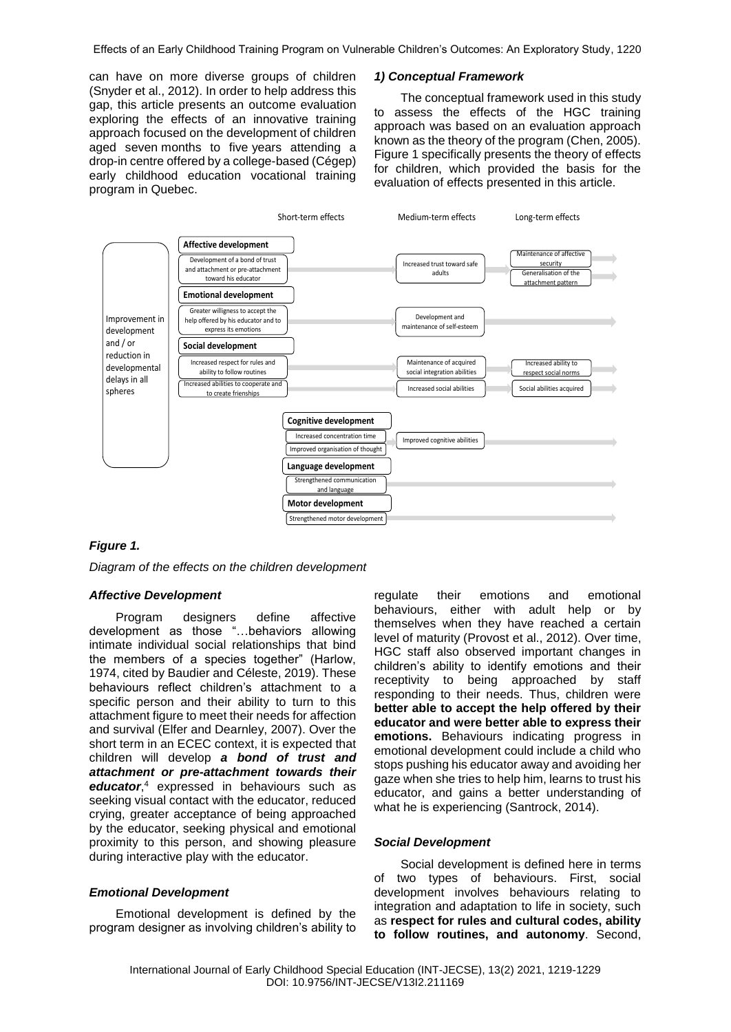can have on more diverse groups of children (Snyder et al., 2012). In order to help address this gap, this article presents an outcome evaluation exploring the effects of an innovative training approach focused on the development of children aged seven months to five years attending a drop-in centre offered by a college-based (Cégep) early childhood education vocational training program in Quebec.

### *1) Conceptual Framework*

The conceptual framework used in this study to assess the effects of the HGC training approach was based on an evaluation approach known as the theory of the program (Chen, 2005). Figure 1 specifically presents the theory of effects for children, which provided the basis for the evaluation of effects presented in this article.

| Improvement in development and / or reduction in developmental delays in all spheres | Short-term effects | Medium-term effects | Long-term effects |
|---|---|---|---|
| **Affective development** | Development of a bond of trust and attachment or pre-attachment toward his educator | Increased trust toward safe adults | Maintenance of affective security; Generalisation of the attachment pattern |
| **Emotional development** | Greater willigness to accept the help offered by his educator and to express its emotions | Development and maintenance of self-esteem | |
| **Social development** | Increased respect for rules and ability to follow routines | Maintenance of acquired social integration abilities | Increased ability to respect social norms |
| | Increased abilities to cooperate and to create frienships | Increased social abilities | Social abilities acquired |
| **Cognitive development** | Increased concentration time; Improved organisation of thought | Improved cognitive abilities | |
| **Language development** | Strengthened communication and language | | |
| **Motor development** | Strengthened motor development | | |

***Figure 1.***

*Diagram of the effects on the children development*

### *Affective Development*

Program designers define affective development as those "…behaviors allowing intimate individual social relationships that bind the members of a species together" (Harlow, 1974, cited by Baudier and Céleste, 2019). These behaviours reflect children's attachment to a specific person and their ability to turn to this attachment figure to meet their needs for affection and survival (Elfer and Dearnley, 2007). Over the short term in an ECEC context, it is expected that children will develop ***a bond of trust and attachment or pre-attachment towards their educator***,[4] expressed in behaviours such as seeking visual contact with the educator, reduced crying, greater acceptance of being approached by the educator, seeking physical and emotional proximity to this person, and showing pleasure during interactive play with the educator.

### *Emotional Development*

Emotional development is defined by the program designer as involving children's ability to regulate their emotions and emotional behaviours, either with adult help or by themselves when they have reached a certain level of maturity (Provost et al., 2012). Over time, HGC staff also observed important changes in children's ability to identify emotions and their receptivity to being approached by staff responding to their needs. Thus, children were **better able to accept the help offered by their educator and were better able to express their emotions.** Behaviours indicating progress in emotional development could include a child who stops pushing his educator away and avoiding her gaze when she tries to help him, learns to trust his educator, and gains a better understanding of what he is experiencing (Santrock, 2014).

### *Social Development*

Social development is defined here in terms of two types of behaviours. First, social development involves behaviours relating to integration and adaptation to life in society, such as **respect for rules and cultural codes, ability to follow routines, and autonomy**. Second,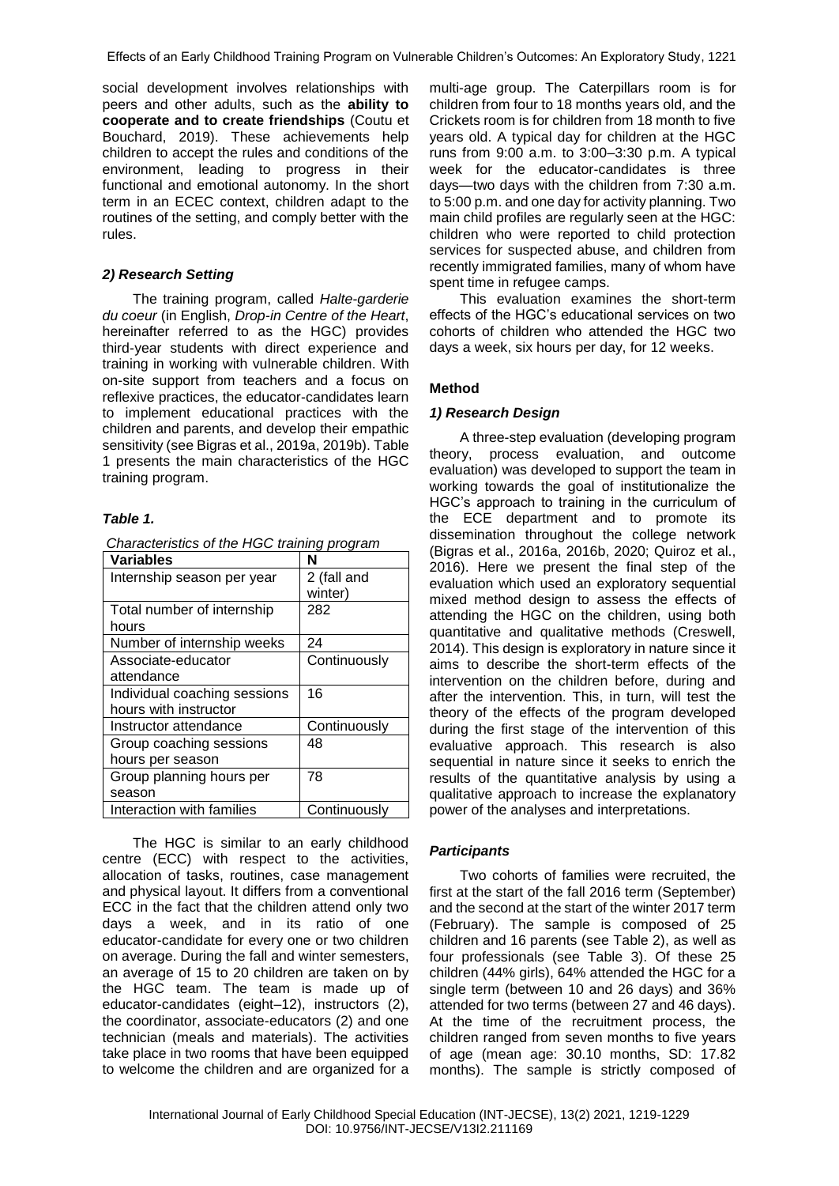social development involves relationships with peers and other adults, such as the **ability to cooperate and to create friendships** (Coutu et Bouchard, 2019). These achievements help children to accept the rules and conditions of the environment, leading to progress in their functional and emotional autonomy. In the short term in an ECEC context, children adapt to the routines of the setting, and comply better with the rules.

### *2) Research Setting*

The training program, called *Halte-garderie du coeur* (in English, *Drop-in Centre of the Heart*, hereinafter referred to as the HGC) provides third-year students with direct experience and training in working with vulnerable children. With on-site support from teachers and a focus on reflexive practices, the educator-candidates learn to implement educational practices with the children and parents, and develop their empathic sensitivity (see Bigras et al., 2019a, 2019b). Table 1 presents the main characteristics of the HGC training program.

### *Table 1.*

*Characteristics of the HGC training program*

| Variables | N |
|---|---|
| Internship season per year | 2 (fall and winter) |
| Total number of internship hours | 282 |
| Number of internship weeks | 24 |
| Associate-educator attendance | Continuously |
| Individual coaching sessions hours with instructor | 16 |
| Instructor attendance | Continuously |
| Group coaching sessions hours per season | 48 |
| Group planning hours per season | 78 |
| Interaction with families | Continuously |

The HGC is similar to an early childhood centre (ECC) with respect to the activities, allocation of tasks, routines, case management and physical layout. It differs from a conventional ECC in the fact that the children attend only two days a week, and in its ratio of one educator-candidate for every one or two children on average. During the fall and winter semesters, an average of 15 to 20 children are taken on by the HGC team. The team is made up of educator-candidates (eight–12), instructors (2), the coordinator, associate-educators (2) and one technician (meals and materials). The activities take place in two rooms that have been equipped to welcome the children and are organized for a multi-age group. The Caterpillars room is for children from four to 18 months years old, and the Crickets room is for children from 18 month to five years old. A typical day for children at the HGC runs from 9:00 a.m. to 3:00–3:30 p.m. A typical week for the educator-candidates is three days—two days with the children from 7:30 a.m. to 5:00 p.m. and one day for activity planning. Two main child profiles are regularly seen at the HGC: children who were reported to child protection services for suspected abuse, and children from recently immigrated families, many of whom have spent time in refugee camps.

This evaluation examines the short-term effects of the HGC's educational services on two cohorts of children who attended the HGC two days a week, six hours per day, for 12 weeks.

## Method

### *1) Research Design*

A three-step evaluation (developing program theory, process evaluation, and outcome evaluation) was developed to support the team in working towards the goal of institutionalize the HGC's approach to training in the curriculum of the ECE department and to promote its dissemination throughout the college network (Bigras et al., 2016a, 2016b, 2020; Quiroz et al., 2016). Here we present the final step of the evaluation which used an exploratory sequential mixed method design to assess the effects of attending the HGC on the children, using both quantitative and qualitative methods (Creswell, 2014). This design is exploratory in nature since it aims to describe the short-term effects of the intervention on the children before, during and after the intervention. This, in turn, will test the theory of the effects of the program developed during the first stage of the intervention of this evaluative approach. This research is also sequential in nature since it seeks to enrich the results of the quantitative analysis by using a qualitative approach to increase the explanatory power of the analyses and interpretations.

### *Participants*

Two cohorts of families were recruited, the first at the start of the fall 2016 term (September) and the second at the start of the winter 2017 term (February). The sample is composed of 25 children and 16 parents (see Table 2), as well as four professionals (see Table 3). Of these 25 children (44% girls), 64% attended the HGC for a single term (between 10 and 26 days) and 36% attended for two terms (between 27 and 46 days). At the time of the recruitment process, the children ranged from seven months to five years of age (mean age: 30.10 months, SD: 17.82 months). The sample is strictly composed of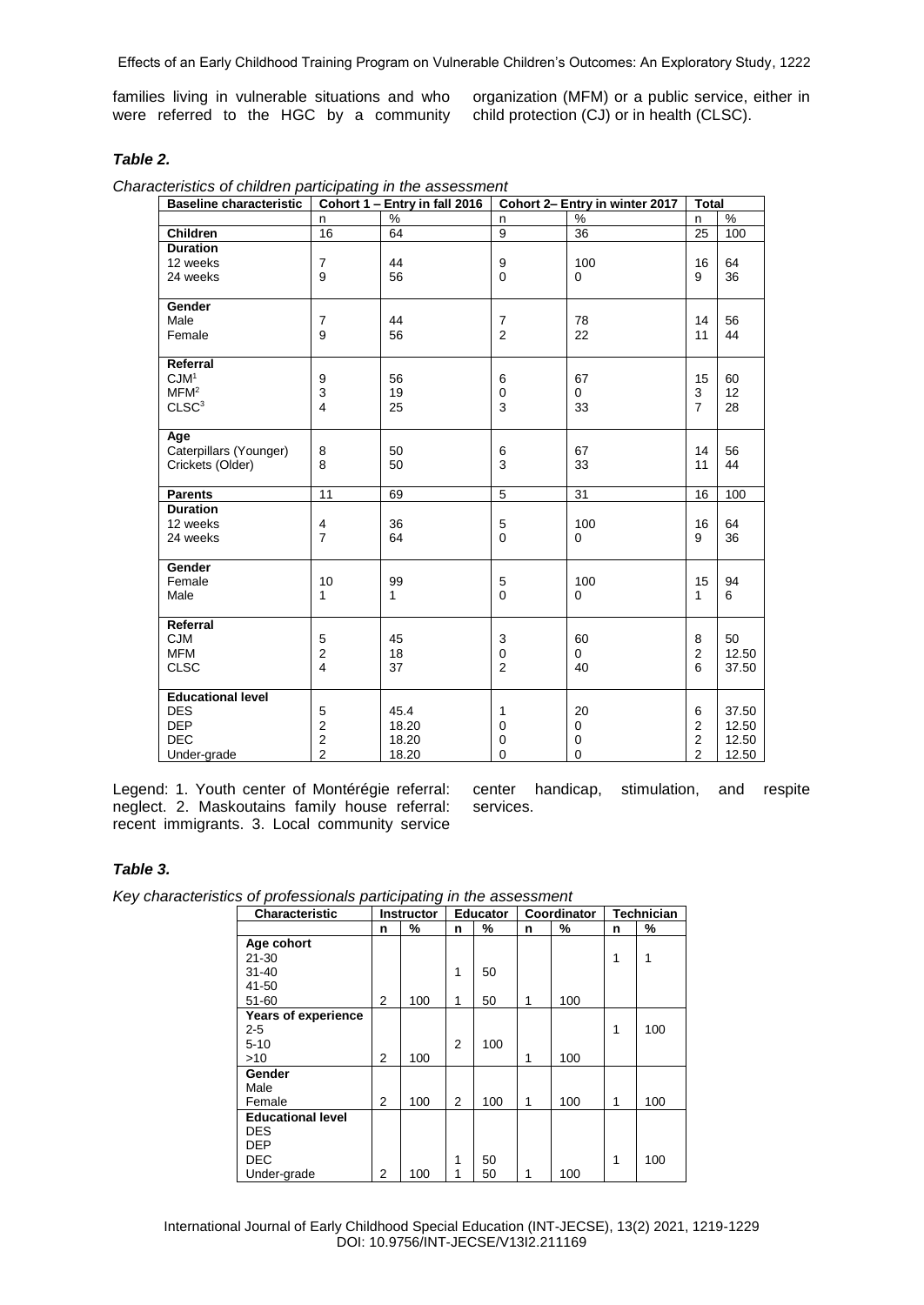families living in vulnerable situations and who were referred to the HGC by a community organization (MFM) or a public service, either in child protection (CJ) or in health (CLSC).

***Table 2.***

*Characteristics of children participating in the assessment*

| Baseline characteristic | Cohort 1 – Entry in fall 2016 | | Cohort 2– Entry in winter 2017 | | Total | |
|---|---|---|---|---|---|---|
| | n | % | n | % | n | % |
| **Children** | 16 | 64 | 9 | 36 | 25 | 100 |
| **Duration** | | | | | | |
| 12 weeks | 7 | 44 | 9 | 100 | 16 | 64 |
| 24 weeks | 9 | 56 | 0 | 0 | 9 | 36 |
| **Gender** | | | | | | |
| Male | 7 | 44 | 7 | 78 | 14 | 56 |
| Female | 9 | 56 | 2 | 22 | 11 | 44 |
| **Referral** | | | | | | |
| CJM[1] | 9 | 56 | 6 | 67 | 15 | 60 |
| MFM[2] | 3 | 19 | 0 | 0 | 3 | 12 |
| CLSC[3] | 4 | 25 | 3 | 33 | 7 | 28 |
| **Age** | | | | | | |
| Caterpillars (Younger) | 8 | 50 | 6 | 67 | 14 | 56 |
| Crickets (Older) | 8 | 50 | 3 | 33 | 11 | 44 |
| **Parents** | 11 | 69 | 5 | 31 | 16 | 100 |
| **Duration** | | | | | | |
| 12 weeks | 4 | 36 | 5 | 100 | 16 | 64 |
| 24 weeks | 7 | 64 | 0 | 0 | 9 | 36 |
| **Gender** | | | | | | |
| Female | 10 | 99 | 5 | 100 | 15 | 94 |
| Male | 1 | 1 | 0 | 0 | 1 | 6 |
| **Referral** | | | | | | |
| CJM | 5 | 45 | 3 | 60 | 8 | 50 |
| MFM | 2 | 18 | 0 | 0 | 2 | 12.50 |
| CLSC | 4 | 37 | 2 | 40 | 6 | 37.50 |
| **Educational level** | | | | | | |
| DES | 5 | 45.4 | 1 | 20 | 6 | 37.50 |
| DEP | 2 | 18.20 | 0 | 0 | 2 | 12.50 |
| DEC | 2 | 18.20 | 0 | 0 | 2 | 12.50 |
| Under-grade | 2 | 18.20 | 0 | 0 | 2 | 12.50 |

Legend: 1. Youth center of Montérégie referral: neglect. 2. Maskoutains family house referral: recent immigrants. 3. Local community service center handicap, stimulation, and respite services.

***Table 3.***

*Key characteristics of professionals participating in the assessment*

| Characteristic | Instructor | | Educator | | Coordinator | | Technician | |
|---|---|---|---|---|---|---|---|---|
| | n | % | n | % | n | % | n | % |
| **Age cohort** | | | | | | | | |
| 21-30 | | | | | | | 1 | 1 |
| 31-40 | | | 1 | 50 | | | | |
| 41-50 | | | | | | | | |
| 51-60 | 2 | 100 | 1 | 50 | 1 | 100 | | |
| **Years of experience** | | | | | | | | |
| 2-5 | | | | | | | 1 | 100 |
| 5-10 | | | 2 | 100 | | | | |
| >10 | 2 | 100 | | | 1 | 100 | | |
| **Gender** | | | | | | | | |
| Male | | | | | | | | |
| Female | 2 | 100 | 2 | 100 | 1 | 100 | 1 | 100 |
| **Educational level** | | | | | | | | |
| DES | | | | | | | | |
| DEP | | | | | | | | |
| DEC | | | 1 | 50 | | | 1 | 100 |
| Under-grade | 2 | 100 | 1 | 50 | 1 | 100 | | |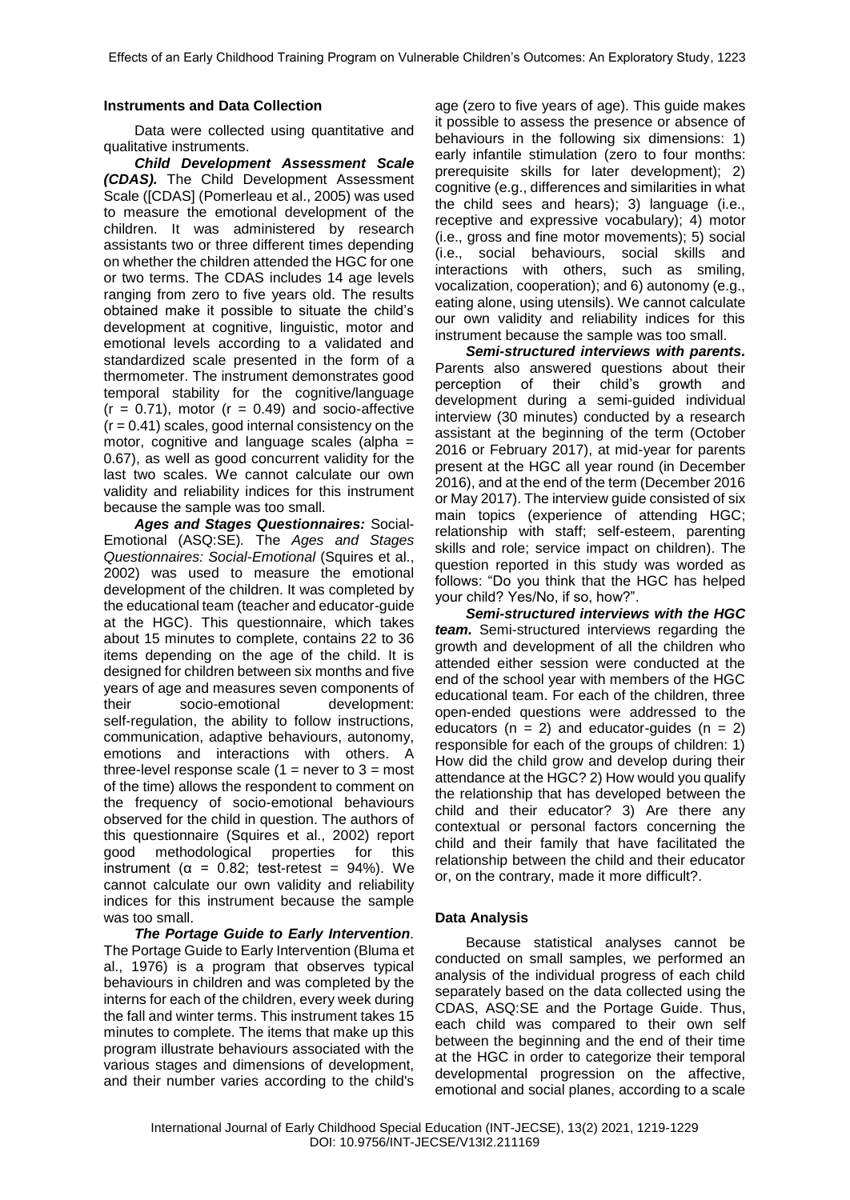### Instruments and Data Collection

Data were collected using quantitative and qualitative instruments.

***Child Development Assessment Scale (CDAS).*** The Child Development Assessment Scale ([CDAS] (Pomerleau et al., 2005) was used to measure the emotional development of the children. It was administered by research assistants two or three different times depending on whether the children attended the HGC for one or two terms. The CDAS includes 14 age levels ranging from zero to five years old. The results obtained make it possible to situate the child's development at cognitive, linguistic, motor and emotional levels according to a validated and standardized scale presented in the form of a thermometer. The instrument demonstrates good temporal stability for the cognitive/language ($r = 0.71$), motor ($r = 0.49$) and socio-affective ($r = 0.41$) scales, good internal consistency on the motor, cognitive and language scales (alpha = 0.67), as well as good concurrent validity for the last two scales. We cannot calculate our own validity and reliability indices for this instrument because the sample was too small.

***Ages and Stages Questionnaires:*** Social-Emotional (ASQ:SE)*.* The *Ages and Stages Questionnaires: Social-Emotional* (Squires et al., 2002) was used to measure the emotional development of the children. It was completed by the educational team (teacher and educator-guide at the HGC). This questionnaire, which takes about 15 minutes to complete, contains 22 to 36 items depending on the age of the child. It is designed for children between six months and five years of age and measures seven components of their socio-emotional development: self-regulation, the ability to follow instructions, communication, adaptive behaviours, autonomy, emotions and interactions with others. A three-level response scale (1 = never to 3 = most of the time) allows the respondent to comment on the frequency of socio-emotional behaviours observed for the child in question. The authors of this questionnaire (Squires et al., 2002) report good methodological properties for this instrument ($\alpha = 0.82$; test-retest = 94%). We cannot calculate our own validity and reliability indices for this instrument because the sample was too small.

***The Portage Guide to Early Intervention*.** The Portage Guide to Early Intervention (Bluma et al., 1976) is a program that observes typical behaviours in children and was completed by the interns for each of the children, every week during the fall and winter terms. This instrument takes 15 minutes to complete. The items that make up this program illustrate behaviours associated with the various stages and dimensions of development, and their number varies according to the child's age (zero to five years of age). This guide makes it possible to assess the presence or absence of behaviours in the following six dimensions: 1) early infantile stimulation (zero to four months: prerequisite skills for later development); 2) cognitive (e.g., differences and similarities in what the child sees and hears); 3) language (i.e., receptive and expressive vocabulary); 4) motor (i.e., gross and fine motor movements); 5) social (i.e., social behaviours, social skills and interactions with others, such as smiling, vocalization, cooperation); and 6) autonomy (e.g., eating alone, using utensils). We cannot calculate our own validity and reliability indices for this instrument because the sample was too small.

***Semi-structured interviews with parents.*** Parents also answered questions about their perception of their child's growth and development during a semi-guided individual interview (30 minutes) conducted by a research assistant at the beginning of the term (October 2016 or February 2017), at mid-year for parents present at the HGC all year round (in December 2016), and at the end of the term (December 2016 or May 2017). The interview guide consisted of six main topics (experience of attending HGC; relationship with staff; self-esteem, parenting skills and role; service impact on children). The question reported in this study was worded as follows: "Do you think that the HGC has helped your child? Yes/No, if so, how?".

***Semi-structured interviews with the HGC team.*** Semi-structured interviews regarding the growth and development of all the children who attended either session were conducted at the end of the school year with members of the HGC educational team. For each of the children, three open-ended questions were addressed to the educators ($n = 2$) and educator-guides ($n = 2$) responsible for each of the groups of children: 1) How did the child grow and develop during their attendance at the HGC? 2) How would you qualify the relationship that has developed between the child and their educator? 3) Are there any contextual or personal factors concerning the child and their family that have facilitated the relationship between the child and their educator or, on the contrary, made it more difficult?.

### Data Analysis

Because statistical analyses cannot be conducted on small samples, we performed an analysis of the individual progress of each child separately based on the data collected using the CDAS, ASQ:SE and the Portage Guide. Thus, each child was compared to their own self between the beginning and the end of their time at the HGC in order to categorize their temporal developmental progression on the affective, emotional and social planes, according to a scale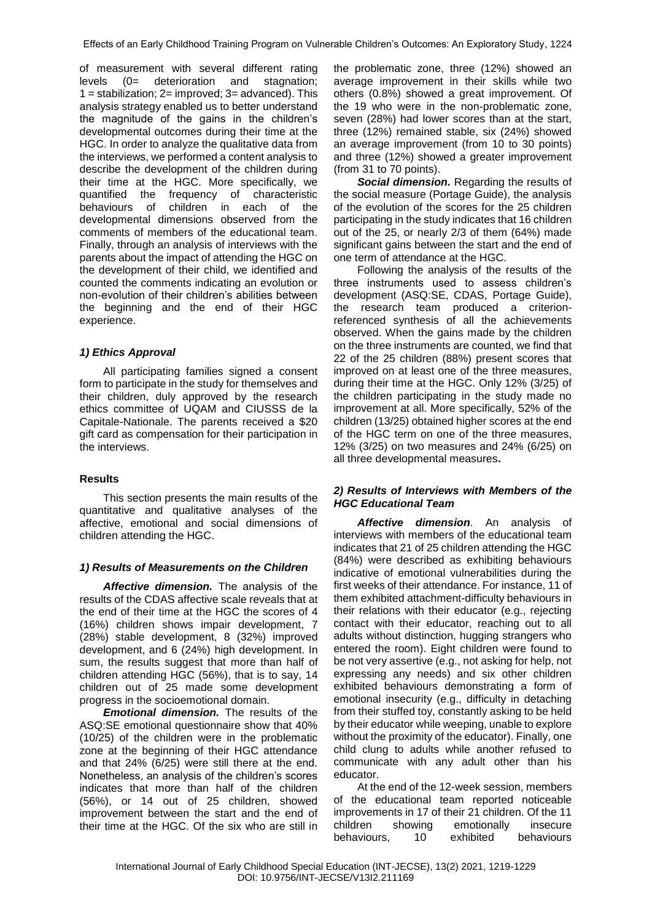of measurement with several different rating levels (0= deterioration and stagnation; 1 = stabilization; 2= improved; 3= advanced). This analysis strategy enabled us to better understand the magnitude of the gains in the children's developmental outcomes during their time at the HGC. In order to analyze the qualitative data from the interviews, we performed a content analysis to describe the development of the children during their time at the HGC. More specifically, we quantified the frequency of characteristic behaviours of children in each of the developmental dimensions observed from the comments of members of the educational team. Finally, through an analysis of interviews with the parents about the impact of attending the HGC on the development of their child, we identified and counted the comments indicating an evolution or non-evolution of their children's abilities between the beginning and the end of their HGC experience.

### *1) Ethics Approval*

All participating families signed a consent form to participate in the study for themselves and their children, duly approved by the research ethics committee of UQAM and CIUSSS de la Capitale-Nationale. The parents received a $20 gift card as compensation for their participation in the interviews.

## Results

This section presents the main results of the quantitative and qualitative analyses of the affective, emotional and social dimensions of children attending the HGC.

### *1) Results of Measurements on the Children*

***Affective dimension.*** The analysis of the results of the CDAS affective scale reveals that at the end of their time at the HGC the scores of 4 (16%) children shows impair development, 7 (28%) stable development, 8 (32%) improved development, and 6 (24%) high development. In sum, the results suggest that more than half of children attending HGC (56%), that is to say, 14 children out of 25 made some development progress in the socioemotional domain.

***Emotional dimension.*** The results of the ASQ:SE emotional questionnaire show that 40% (10/25) of the children were in the problematic zone at the beginning of their HGC attendance and that 24% (6/25) were still there at the end. Nonetheless, an analysis of the children's scores indicates that more than half of the children (56%), or 14 out of 25 children, showed improvement between the start and the end of their time at the HGC. Of the six who are still in the problematic zone, three (12%) showed an average improvement in their skills while two others (0.8%) showed a great improvement. Of the 19 who were in the non-problematic zone, seven (28%) had lower scores than at the start, three (12%) remained stable, six (24%) showed an average improvement (from 10 to 30 points) and three (12%) showed a greater improvement (from 31 to 70 points).

***Social dimension.*** Regarding the results of the social measure (Portage Guide), the analysis of the evolution of the scores for the 25 children participating in the study indicates that 16 children out of the 25, or nearly 2/3 of them (64%) made significant gains between the start and the end of one term of attendance at the HGC.

Following the analysis of the results of the three instruments used to assess children's development (ASQ:SE, CDAS, Portage Guide), the research team produced a criterion-referenced synthesis of all the achievements observed. When the gains made by the children on the three instruments are counted, we find that 22 of the 25 children (88%) present scores that improved on at least one of the three measures, during their time at the HGC. Only 12% (3/25) of the children participating in the study made no improvement at all. More specifically, 52% of the children (13/25) obtained higher scores at the end of the HGC term on one of the three measures, 12% (3/25) on two measures and 24% (6/25) on all three developmental measures**.**

### *2) Results of Interviews with Members of the HGC Educational Team*

***Affective dimension***. An analysis of interviews with members of the educational team indicates that 21 of 25 children attending the HGC (84%) were described as exhibiting behaviours indicative of emotional vulnerabilities during the first weeks of their attendance. For instance, 11 of them exhibited attachment-difficulty behaviours in their relations with their educator (e.g., rejecting contact with their educator, reaching out to all adults without distinction, hugging strangers who entered the room). Eight children were found to be not very assertive (e.g., not asking for help, not expressing any needs) and six other children exhibited behaviours demonstrating a form of emotional insecurity (e.g., difficulty in detaching from their stuffed toy, constantly asking to be held by their educator while weeping, unable to explore without the proximity of the educator). Finally, one child clung to adults while another refused to communicate with any adult other than his educator.

At the end of the 12-week session, members of the educational team reported noticeable improvements in 17 of their 21 children. Of the 11 children showing emotionally insecure behaviours, 10 exhibited behaviours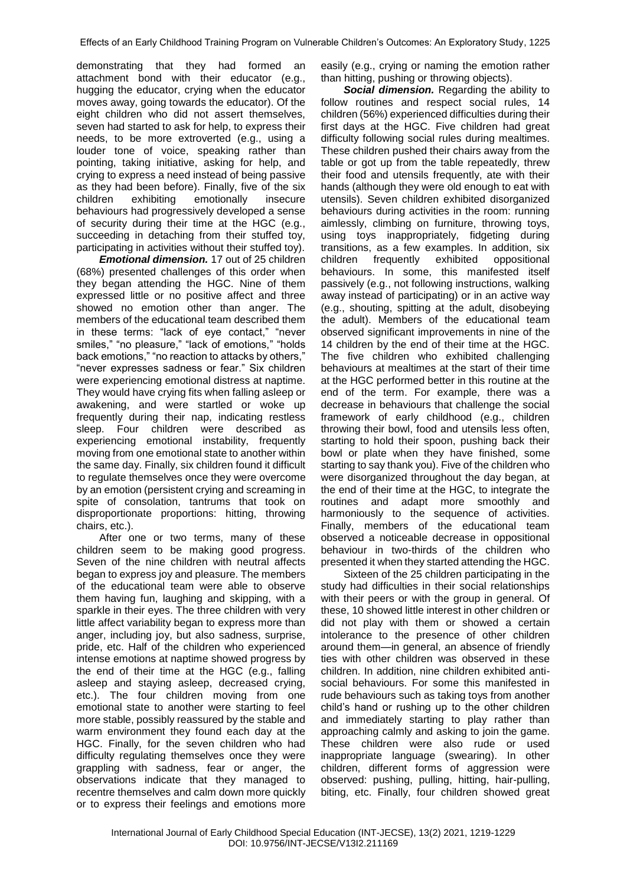demonstrating that they had formed an attachment bond with their educator (e.g., hugging the educator, crying when the educator moves away, going towards the educator). Of the eight children who did not assert themselves, seven had started to ask for help, to express their needs, to be more extroverted (e.g., using a louder tone of voice, speaking rather than pointing, taking initiative, asking for help, and crying to express a need instead of being passive as they had been before). Finally, five of the six children exhibiting emotionally insecure behaviours had progressively developed a sense of security during their time at the HGC (e.g., succeeding in detaching from their stuffed toy, participating in activities without their stuffed toy).

***Emotional dimension.*** 17 out of 25 children (68%) presented challenges of this order when they began attending the HGC. Nine of them expressed little or no positive affect and three showed no emotion other than anger. The members of the educational team described them in these terms: "lack of eye contact," "never smiles," "no pleasure," "lack of emotions," "holds back emotions," "no reaction to attacks by others," "never expresses sadness or fear." Six children were experiencing emotional distress at naptime. They would have crying fits when falling asleep or awakening, and were startled or woke up frequently during their nap, indicating restless sleep. Four children were described as experiencing emotional instability, frequently moving from one emotional state to another within the same day. Finally, six children found it difficult to regulate themselves once they were overcome by an emotion (persistent crying and screaming in spite of consolation, tantrums that took on disproportionate proportions: hitting, throwing chairs, etc.).

After one or two terms, many of these children seem to be making good progress. Seven of the nine children with neutral affects began to express joy and pleasure. The members of the educational team were able to observe them having fun, laughing and skipping, with a sparkle in their eyes. The three children with very little affect variability began to express more than anger, including joy, but also sadness, surprise, pride, etc. Half of the children who experienced intense emotions at naptime showed progress by the end of their time at the HGC (e.g., falling asleep and staying asleep, decreased crying, etc.). The four children moving from one emotional state to another were starting to feel more stable, possibly reassured by the stable and warm environment they found each day at the HGC. Finally, for the seven children who had difficulty regulating themselves once they were grappling with sadness, fear or anger, the observations indicate that they managed to recentre themselves and calm down more quickly or to express their feelings and emotions more easily (e.g., crying or naming the emotion rather than hitting, pushing or throwing objects).

***Social dimension.*** Regarding the ability to follow routines and respect social rules, 14 children (56%) experienced difficulties during their first days at the HGC. Five children had great difficulty following social rules during mealtimes. These children pushed their chairs away from the table or got up from the table repeatedly, threw their food and utensils frequently, ate with their hands (although they were old enough to eat with utensils). Seven children exhibited disorganized behaviours during activities in the room: running aimlessly, climbing on furniture, throwing toys, using toys inappropriately, fidgeting during transitions, as a few examples. In addition, six children frequently exhibited oppositional behaviours. In some, this manifested itself passively (e.g., not following instructions, walking away instead of participating) or in an active way (e.g., shouting, spitting at the adult, disobeying the adult). Members of the educational team observed significant improvements in nine of the 14 children by the end of their time at the HGC. The five children who exhibited challenging behaviours at mealtimes at the start of their time at the HGC performed better in this routine at the end of the term. For example, there was a decrease in behaviours that challenge the social framework of early childhood (e.g., children throwing their bowl, food and utensils less often, starting to hold their spoon, pushing back their bowl or plate when they have finished, some starting to say thank you). Five of the children who were disorganized throughout the day began, at the end of their time at the HGC, to integrate the routines and adapt more smoothly and harmoniously to the sequence of activities. Finally, members of the educational team observed a noticeable decrease in oppositional behaviour in two-thirds of the children who presented it when they started attending the HGC.

Sixteen of the 25 children participating in the study had difficulties in their social relationships with their peers or with the group in general. Of these, 10 showed little interest in other children or did not play with them or showed a certain intolerance to the presence of other children around them—in general, an absence of friendly ties with other children was observed in these children. In addition, nine children exhibited anti-social behaviours. For some this manifested in rude behaviours such as taking toys from another child's hand or rushing up to the other children and immediately starting to play rather than approaching calmly and asking to join the game. These children were also rude or used inappropriate language (swearing). In other children, different forms of aggression were observed: pushing, pulling, hitting, hair-pulling, biting, etc. Finally, four children showed great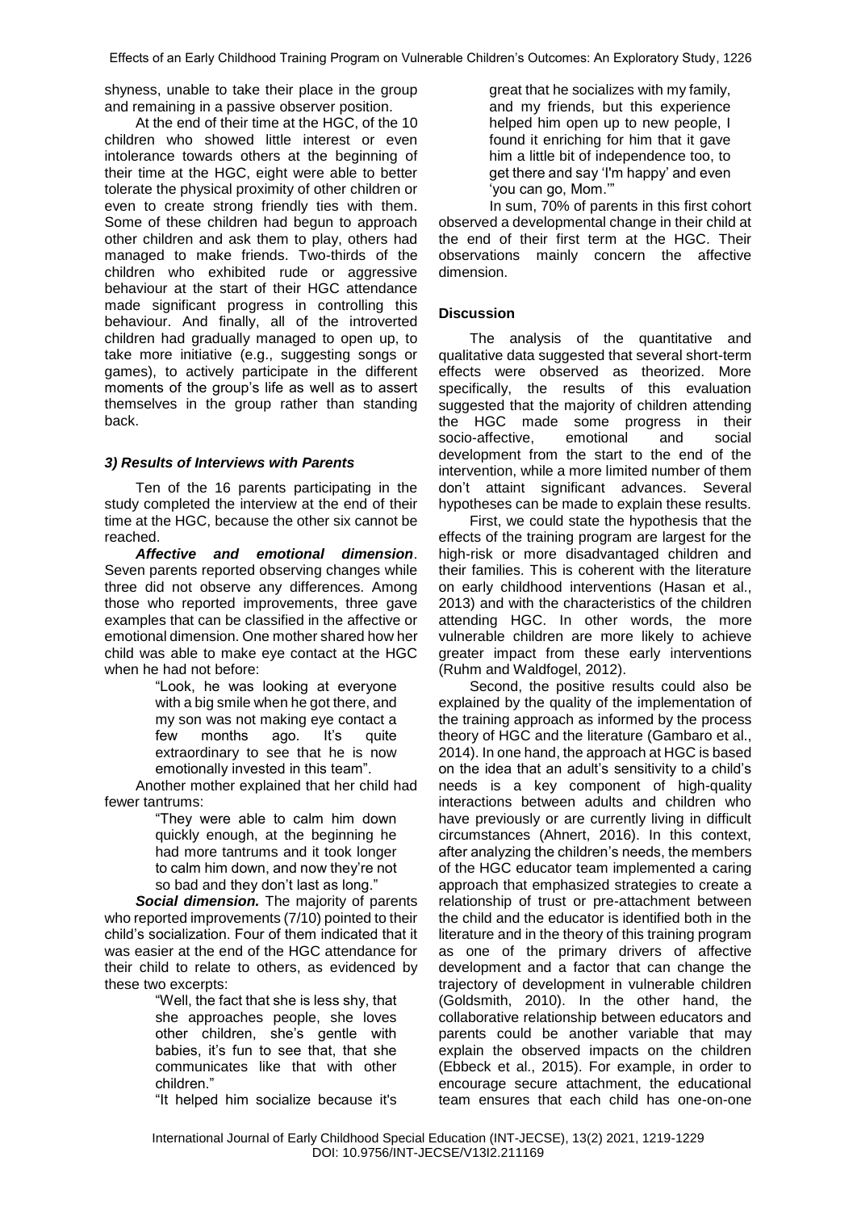shyness, unable to take their place in the group and remaining in a passive observer position.

At the end of their time at the HGC, of the 10 children who showed little interest or even intolerance towards others at the beginning of their time at the HGC, eight were able to better tolerate the physical proximity of other children or even to create strong friendly ties with them. Some of these children had begun to approach other children and ask them to play, others had managed to make friends. Two-thirds of the children who exhibited rude or aggressive behaviour at the start of their HGC attendance made significant progress in controlling this behaviour. And finally, all of the introverted children had gradually managed to open up, to take more initiative (e.g., suggesting songs or games), to actively participate in the different moments of the group's life as well as to assert themselves in the group rather than standing back.

### *3) Results of Interviews with Parents*

Ten of the 16 parents participating in the study completed the interview at the end of their time at the HGC, because the other six cannot be reached.

***Affective and emotional dimension***. Seven parents reported observing changes while three did not observe any differences. Among those who reported improvements, three gave examples that can be classified in the affective or emotional dimension. One mother shared how her child was able to make eye contact at the HGC when he had not before:

> "Look, he was looking at everyone with a big smile when he got there, and my son was not making eye contact a few months ago. It's quite extraordinary to see that he is now emotionally invested in this team".

Another mother explained that her child had fewer tantrums:

> "They were able to calm him down quickly enough, at the beginning he had more tantrums and it took longer to calm him down, and now they're not so bad and they don't last as long."

***Social dimension.*** The majority of parents who reported improvements (7/10) pointed to their child's socialization. Four of them indicated that it was easier at the end of the HGC attendance for their child to relate to others, as evidenced by these two excerpts:

> "Well, the fact that she is less shy, that she approaches people, she loves other children, she's gentle with babies, it's fun to see that, that she communicates like that with other children."

> "It helped him socialize because it's great that he socializes with my family, and my friends, but this experience helped him open up to new people, I found it enriching for him that it gave him a little bit of independence too, to get there and say 'I'm happy' and even 'you can go, Mom.'"

In sum, 70% of parents in this first cohort observed a developmental change in their child at the end of their first term at the HGC. Their observations mainly concern the affective dimension.

## **Discussion**

The analysis of the quantitative and qualitative data suggested that several short-term effects were observed as theorized. More specifically, the results of this evaluation suggested that the majority of children attending the HGC made some progress in their socio-affective, emotional and social development from the start to the end of the intervention, while a more limited number of them don't attaint significant advances. Several hypotheses can be made to explain these results.

First, we could state the hypothesis that the effects of the training program are largest for the high-risk or more disadvantaged children and their families. This is coherent with the literature on early childhood interventions (Hasan et al., 2013) and with the characteristics of the children attending HGC. In other words, the more vulnerable children are more likely to achieve greater impact from these early interventions (Ruhm and Waldfogel, 2012).

Second, the positive results could also be explained by the quality of the implementation of the training approach as informed by the process theory of HGC and the literature (Gambaro et al., 2014). In one hand, the approach at HGC is based on the idea that an adult's sensitivity to a child's needs is a key component of high-quality interactions between adults and children who have previously or are currently living in difficult circumstances (Ahnert, 2016). In this context, after analyzing the children's needs, the members of the HGC educator team implemented a caring approach that emphasized strategies to create a relationship of trust or pre-attachment between the child and the educator is identified both in the literature and in the theory of this training program as one of the primary drivers of affective development and a factor that can change the trajectory of development in vulnerable children (Goldsmith, 2010). In the other hand, the collaborative relationship between educators and parents could be another variable that may explain the observed impacts on the children (Ebbeck et al., 2015). For example, in order to encourage secure attachment, the educational team ensures that each child has one-on-one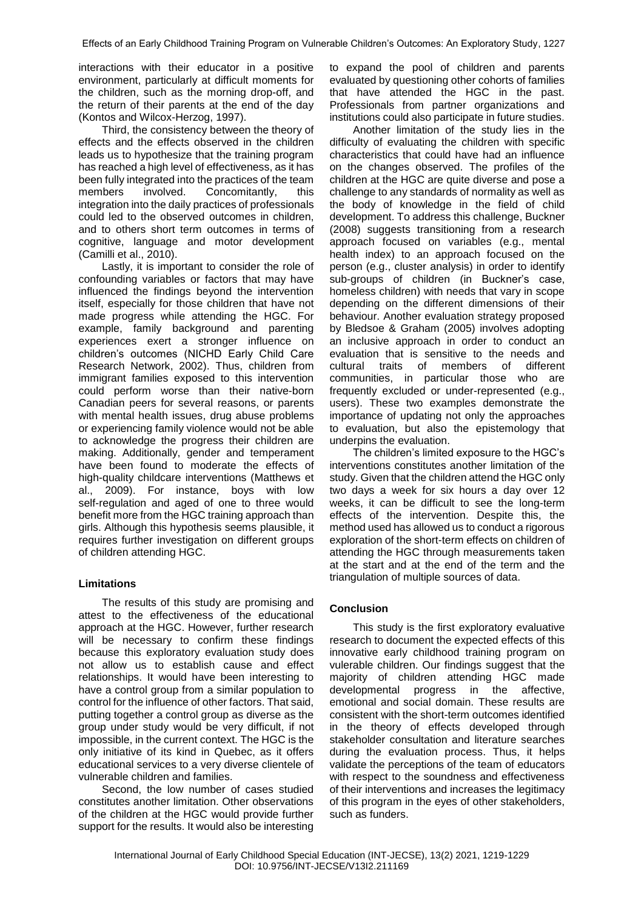interactions with their educator in a positive environment, particularly at difficult moments for the children, such as the morning drop-off, and the return of their parents at the end of the day (Kontos and Wilcox-Herzog, 1997).

Third, the consistency between the theory of effects and the effects observed in the children leads us to hypothesize that the training program has reached a high level of effectiveness, as it has been fully integrated into the practices of the team members involved. Concomitantly, this integration into the daily practices of professionals could led to the observed outcomes in children, and to others short term outcomes in terms of cognitive, language and motor development (Camilli et al., 2010).

Lastly, it is important to consider the role of confounding variables or factors that may have influenced the findings beyond the intervention itself, especially for those children that have not made progress while attending the HGC. For example, family background and parenting experiences exert a stronger influence on children's outcomes (NICHD Early Child Care Research Network, 2002). Thus, children from immigrant families exposed to this intervention could perform worse than their native-born Canadian peers for several reasons, or parents with mental health issues, drug abuse problems or experiencing family violence would not be able to acknowledge the progress their children are making. Additionally, gender and temperament have been found to moderate the effects of high-quality childcare interventions (Matthews et al., 2009). For instance, boys with low self-regulation and aged of one to three would benefit more from the HGC training approach than girls. Although this hypothesis seems plausible, it requires further investigation on different groups of children attending HGC.

### Limitations

The results of this study are promising and attest to the effectiveness of the educational approach at the HGC. However, further research will be necessary to confirm these findings because this exploratory evaluation study does not allow us to establish cause and effect relationships. It would have been interesting to have a control group from a similar population to control for the influence of other factors. That said, putting together a control group as diverse as the group under study would be very difficult, if not impossible, in the current context. The HGC is the only initiative of its kind in Quebec, as it offers educational services to a very diverse clientele of vulnerable children and families.

Second, the low number of cases studied constitutes another limitation. Other observations of the children at the HGC would provide further support for the results. It would also be interesting to expand the pool of children and parents evaluated by questioning other cohorts of families that have attended the HGC in the past. Professionals from partner organizations and institutions could also participate in future studies.

Another limitation of the study lies in the difficulty of evaluating the children with specific characteristics that could have had an influence on the changes observed. The profiles of the children at the HGC are quite diverse and pose a challenge to any standards of normality as well as the body of knowledge in the field of child development. To address this challenge, Buckner (2008) suggests transitioning from a research approach focused on variables (e.g., mental health index) to an approach focused on the person (e.g., cluster analysis) in order to identify sub-groups of children (in Buckner's case, homeless children) with needs that vary in scope depending on the different dimensions of their behaviour. Another evaluation strategy proposed by Bledsoe & Graham (2005) involves adopting an inclusive approach in order to conduct an evaluation that is sensitive to the needs and cultural traits of members of different communities, in particular those who are frequently excluded or under-represented (e.g., users). These two examples demonstrate the importance of updating not only the approaches to evaluation, but also the epistemology that underpins the evaluation.

The children's limited exposure to the HGC's interventions constitutes another limitation of the study. Given that the children attend the HGC only two days a week for six hours a day over 12 weeks, it can be difficult to see the long-term effects of the intervention. Despite this, the method used has allowed us to conduct a rigorous exploration of the short-term effects on children of attending the HGC through measurements taken at the start and at the end of the term and the triangulation of multiple sources of data.

### Conclusion

This study is the first exploratory evaluative research to document the expected effects of this innovative early childhood training program on vulerable children. Our findings suggest that the majority of children attending HGC made developmental progress in the affective, emotional and social domain. These results are consistent with the short-term outcomes identified in the theory of effects developed through stakeholder consultation and literature searches during the evaluation process. Thus, it helps validate the perceptions of the team of educators with respect to the soundness and effectiveness of their interventions and increases the legitimacy of this program in the eyes of other stakeholders, such as funders.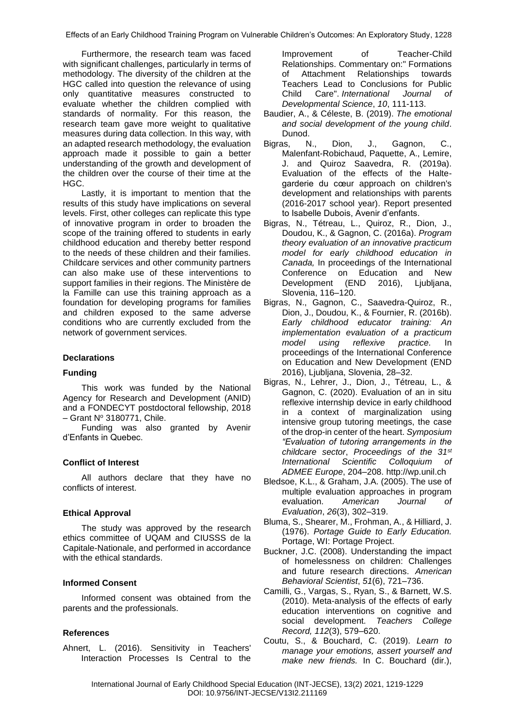Furthermore, the research team was faced with significant challenges, particularly in terms of methodology. The diversity of the children at the HGC called into question the relevance of using only quantitative measures constructed to evaluate whether the children complied with standards of normality. For this reason, the research team gave more weight to qualitative measures during data collection. In this way, with an adapted research methodology, the evaluation approach made it possible to gain a better understanding of the growth and development of the children over the course of their time at the HGC.

Lastly, it is important to mention that the results of this study have implications on several levels. First, other colleges can replicate this type of innovative program in order to broaden the scope of the training offered to students in early childhood education and thereby better respond to the needs of these children and their families. Childcare services and other community partners can also make use of these interventions to support families in their regions. The Ministère de la Famille can use this training approach as a foundation for developing programs for families and children exposed to the same adverse conditions who are currently excluded from the network of government services.

### Declarations

### Funding

This work was funded by the National Agency for Research and Development (ANID) and a FONDECYT postdoctoral fellowship, 2018 – Grant Nº 3180771, Chile.

Funding was also granted by Avenir d'Enfants in Quebec.

### Conflict of Interest

All authors declare that they have no conflicts of interest.

### Ethical Approval

The study was approved by the research ethics committee of UQAM and CIUSSS de la Capitale-Nationale, and performed in accordance with the ethical standards.

### Informed Consent

Informed consent was obtained from the parents and the professionals.

### References

Ahnert, L. (2016). Sensitivity in Teachers' Interaction Processes Is Central to the Improvement of Teacher-Child Relationships. Commentary on:" Formations of Attachment Relationships towards Teachers Lead to Conclusions for Public Child Care". *International Journal of Developmental Science*, *10*, 111-113.

Baudier, A., & Céleste, B. (2019). *The emotional and social development of the young child*. Dunod.

Bigras, N., Dion, J., Gagnon, C., Malenfant-Robichaud, Paquette, A., Lemire, J. and Quiroz Saavedra, R. (2019a). Evaluation of the effects of the Halte-garderie du cœur approach on children's development and relationships with parents (2016-2017 school year). Report presented to Isabelle Dubois, Avenir d'enfants.

Bigras, N., Tétreau, L., Quiroz, R., Dion, J., Doudou, K., & Gagnon, C. (2016a). *Program theory evaluation of an innovative practicum model for early childhood education in Canada,* In proceedings of the International Conference on Education and New Development (END 2016), Ljubljana, Slovenia, 116–120.

Bigras, N., Gagnon, C., Saavedra-Quiroz, R., Dion, J., Doudou, K., & Fournier, R. (2016b). *Early childhood educator training: An implementation evaluation of a practicum model using reflexive practice.* In proceedings of the International Conference on Education and New Development (END 2016), Ljubljana, Slovenia, 28–32.

Bigras, N., Lehrer, J., Dion, J., Tétreau, L., & Gagnon, C. (2020). Evaluation of an in situ reflexive internship device in early childhood in a context of marginalization using intensive group tutoring meetings, the case of the drop-in center of the heart. *Symposium "Evaluation of tutoring arrangements in the childcare sector*, *Proceedings of the 31st International Scientific Colloquium of ADMEE Europe*, 204–208. http://wp.unil.ch

Bledsoe, K.L., & Graham, J.A. (2005). The use of multiple evaluation approaches in program evaluation. *American Journal of Evaluation*, *26*(3), 302–319.

Bluma, S., Shearer, M., Frohman, A., & Hilliard, J. (1976). *Portage Guide to Early Education.* Portage, WI: Portage Project.

Buckner, J.C. (2008). Understanding the impact of homelessness on children: Challenges and future research directions. *American Behavioral Scientist*, *51*(6), 721–736.

Camilli, G., Vargas, S., Ryan, S., & Barnett, W.S. (2010). Meta-analysis of the effects of early education interventions on cognitive and social development. *Teachers College Record, 112*(3), 579–620.

Coutu, S., & Bouchard, C. (2019). *Learn to manage your emotions, assert yourself and make new friends.* In C. Bouchard (dir.),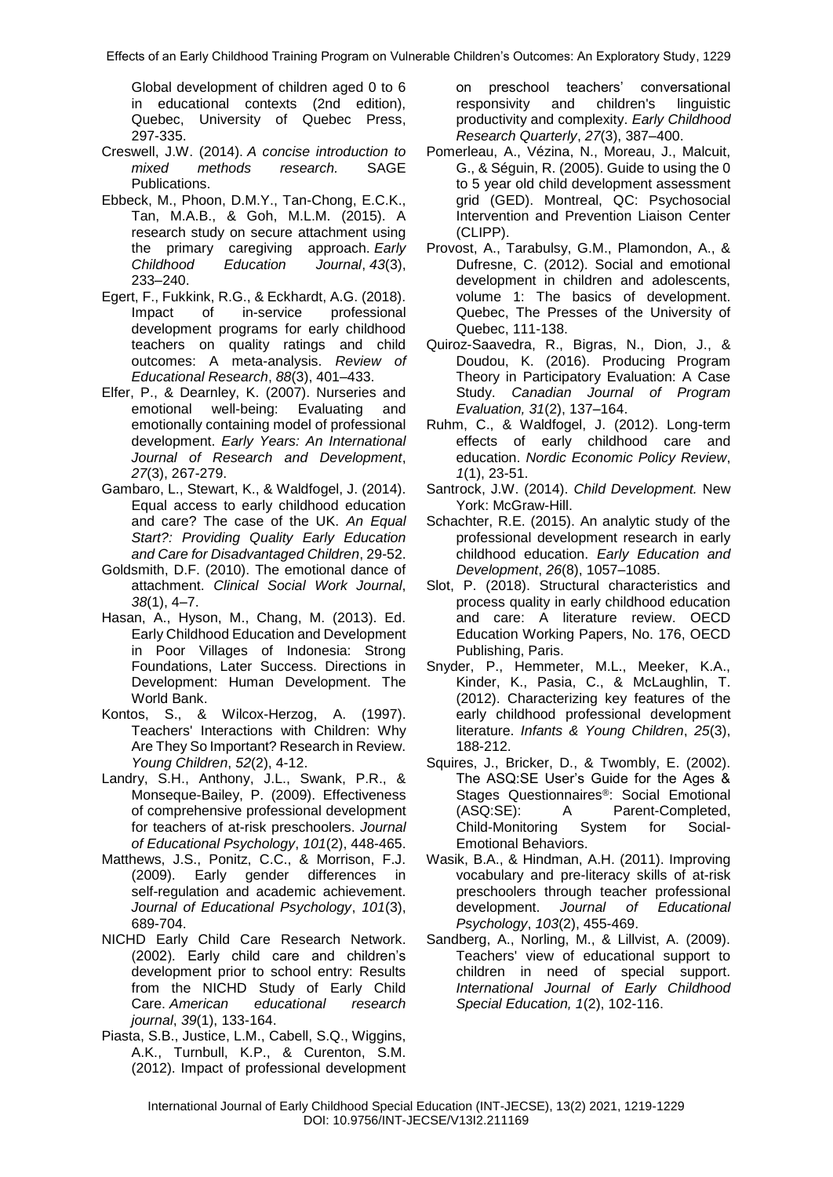Global development of children aged 0 to 6 in educational contexts (2nd edition), Quebec, University of Quebec Press, 297-335.

Creswell, J.W. (2014). *A concise introduction to mixed methods research.* SAGE Publications.

Ebbeck, M., Phoon, D.M.Y., Tan-Chong, E.C.K., Tan, M.A.B., & Goh, M.L.M. (2015). A research study on secure attachment using the primary caregiving approach. *Early Childhood Education Journal*, *43*(3), 233–240.

Egert, F., Fukkink, R.G., & Eckhardt, A.G. (2018). Impact of in-service professional development programs for early childhood teachers on quality ratings and child outcomes: A meta-analysis. *Review of Educational Research*, *88*(3), 401–433.

Elfer, P., & Dearnley, K. (2007). Nurseries and emotional well-being: Evaluating and emotionally containing model of professional development. *Early Years: An International Journal of Research and Development*, *27*(3), 267-279.

Gambaro, L., Stewart, K., & Waldfogel, J. (2014). Equal access to early childhood education and care? The case of the UK. *An Equal Start?: Providing Quality Early Education and Care for Disadvantaged Children*, 29-52.

Goldsmith, D.F. (2010). The emotional dance of attachment. *Clinical Social Work Journal*, *38*(1), 4–7.

Hasan, A., Hyson, M., Chang, M. (2013). Ed. Early Childhood Education and Development in Poor Villages of Indonesia: Strong Foundations, Later Success. Directions in Development: Human Development. The World Bank.

Kontos, S., & Wilcox-Herzog, A. (1997). Teachers' Interactions with Children: Why Are They So Important? Research in Review. *Young Children*, *52*(2), 4-12.

Landry, S.H., Anthony, J.L., Swank, P.R., & Monseque-Bailey, P. (2009). Effectiveness of comprehensive professional development for teachers of at-risk preschoolers. *Journal of Educational Psychology*, *101*(2), 448-465.

Matthews, J.S., Ponitz, C.C., & Morrison, F.J. (2009). Early gender differences in self-regulation and academic achievement. *Journal of Educational Psychology*, *101*(3), 689-704.

NICHD Early Child Care Research Network. (2002). Early child care and children's development prior to school entry: Results from the NICHD Study of Early Child Care. *American educational research journal*, *39*(1), 133-164.

Piasta, S.B., Justice, L.M., Cabell, S.Q., Wiggins, A.K., Turnbull, K.P., & Curenton, S.M. (2012). Impact of professional development on preschool teachers' conversational responsivity and children's linguistic productivity and complexity. *Early Childhood Research Quarterly*, *27*(3), 387–400.

Pomerleau, A., Vézina, N., Moreau, J., Malcuit, G., & Séguin, R. (2005). Guide to using the 0 to 5 year old child development assessment grid (GED). Montreal, QC: Psychosocial Intervention and Prevention Liaison Center (CLIPP).

Provost, A., Tarabulsy, G.M., Plamondon, A., & Dufresne, C. (2012). Social and emotional development in children and adolescents, volume 1: The basics of development. Quebec, The Presses of the University of Quebec, 111-138.

Quiroz-Saavedra, R., Bigras, N., Dion, J., & Doudou, K. (2016). Producing Program Theory in Participatory Evaluation: A Case Study. *Canadian Journal of Program Evaluation, 31*(2), 137–164.

Ruhm, C., & Waldfogel, J. (2012). Long-term effects of early childhood care and education. *Nordic Economic Policy Review*, *1*(1), 23-51.

Santrock, J.W. (2014). *Child Development.* New York: McGraw-Hill.

Schachter, R.E. (2015). An analytic study of the professional development research in early childhood education. *Early Education and Development*, *26*(8), 1057–1085.

Slot, P. (2018). Structural characteristics and process quality in early childhood education and care: A literature review. OECD Education Working Papers, No. 176, OECD Publishing, Paris.

Snyder, P., Hemmeter, M.L., Meeker, K.A., Kinder, K., Pasia, C., & McLaughlin, T. (2012). Characterizing key features of the early childhood professional development literature. *Infants & Young Children*, *25*(3), 188-212.

Squires, J., Bricker, D., & Twombly, E. (2002). The ASQ:SE User's Guide for the Ages & Stages Questionnaires®: Social Emotional (ASQ:SE): A Parent-Completed, Child-Monitoring System for Social-Emotional Behaviors.

Wasik, B.A., & Hindman, A.H. (2011). Improving vocabulary and pre-literacy skills of at-risk preschoolers through teacher professional development. *Journal of Educational Psychology*, *103*(2), 455-469.

Sandberg, A., Norling, M., & Lillvist, A. (2009). Teachers' view of educational support to children in need of special support. *International Journal of Early Childhood Special Education, 1*(2), 102-116.